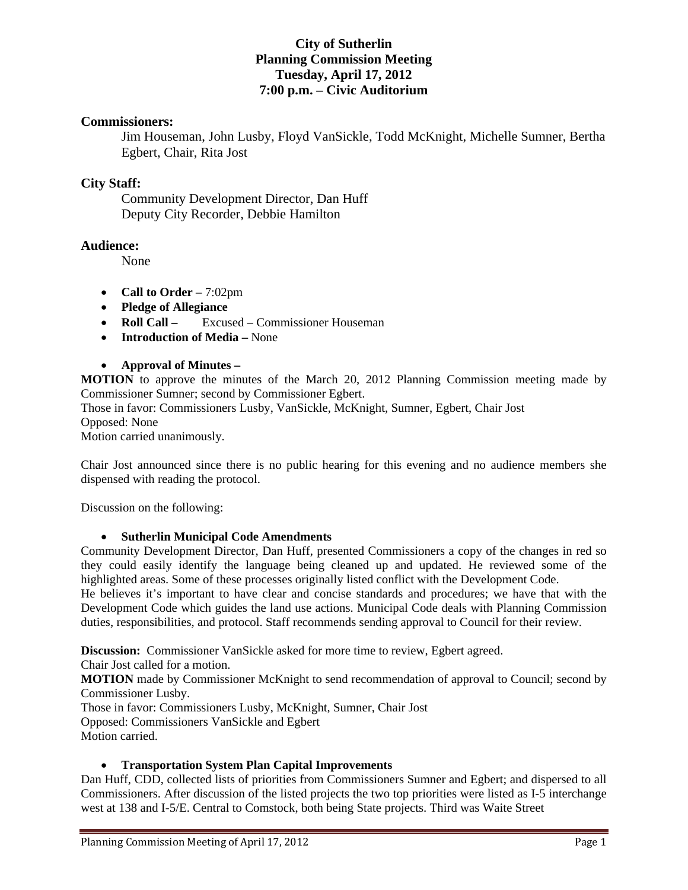# City of Sutherlin
## Planning Commission Meeting
## Tuesday, April 17, 2012
## 7:00 p.m. – Civic Auditorium

**Commissioners:**

Jim Houseman, John Lusby, Floyd VanSickle, Todd McKnight, Michelle Sumner, Bertha Egbert, Chair, Rita Jost

**City Staff:**

Community Development Director, Dan Huff
Deputy City Recorder, Debbie Hamilton

**Audience:**

None

- **Call to Order** – 7:02pm
- **Pledge of Allegiance**
- **Roll Call –** Excused – Commissioner Houseman
- **Introduction of Media –** None
- **Approval of Minutes –**

**MOTION** to approve the minutes of the March 20, 2012 Planning Commission meeting made by Commissioner Sumner; second by Commissioner Egbert.
Those in favor: Commissioners Lusby, VanSickle, McKnight, Sumner, Egbert, Chair Jost
Opposed: None
Motion carried unanimously.

Chair Jost announced since there is no public hearing for this evening and no audience members she dispensed with reading the protocol.

Discussion on the following:

- **Sutherlin Municipal Code Amendments**

Community Development Director, Dan Huff, presented Commissioners a copy of the changes in red so they could easily identify the language being cleaned up and updated. He reviewed some of the highlighted areas. Some of these processes originally listed conflict with the Development Code.
He believes it's important to have clear and concise standards and procedures; we have that with the Development Code which guides the land use actions. Municipal Code deals with Planning Commission duties, responsibilities, and protocol. Staff recommends sending approval to Council for their review.

**Discussion:** Commissioner VanSickle asked for more time to review, Egbert agreed.
Chair Jost called for a motion.
**MOTION** made by Commissioner McKnight to send recommendation of approval to Council; second by Commissioner Lusby.
Those in favor: Commissioners Lusby, McKnight, Sumner, Chair Jost
Opposed: Commissioners VanSickle and Egbert
Motion carried.

- **Transportation System Plan Capital Improvements**

Dan Huff, CDD, collected lists of priorities from Commissioners Sumner and Egbert; and dispersed to all Commissioners. After discussion of the listed projects the two top priorities were listed as I-5 interchange west at 138 and I-5/E. Central to Comstock, both being State projects. Third was Waite Street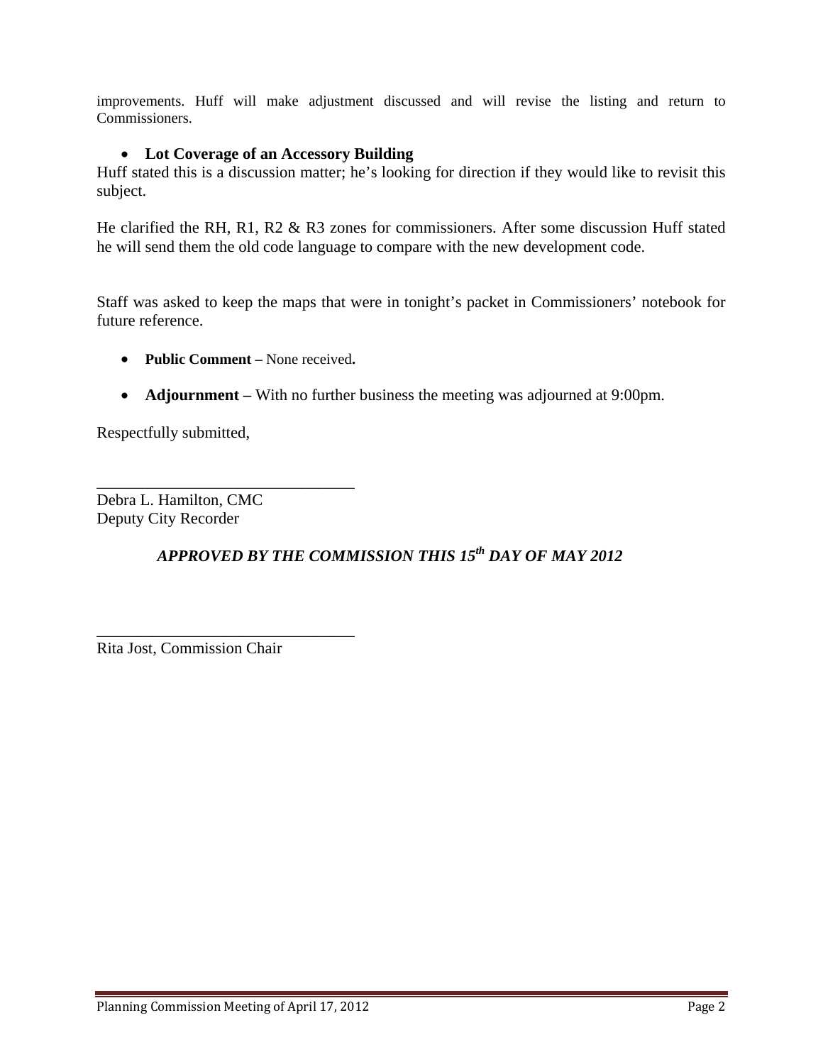improvements. Huff will make adjustment discussed and will revise the listing and return to Commissioners.

- **Lot Coverage of an Accessory Building**

Huff stated this is a discussion matter; he's looking for direction if they would like to revisit this subject.

He clarified the RH, R1, R2 & R3 zones for commissioners. After some discussion Huff stated he will send them the old code language to compare with the new development code.

Staff was asked to keep the maps that were in tonight's packet in Commissioners' notebook for future reference.

- **Public Comment –** None received**.**
- **Adjournment –** With no further business the meeting was adjourned at 9:00pm.

Respectfully submitted,

\_\_\_\_\_\_\_\_\_\_\_\_\_\_\_\_\_\_\_\_\_\_\_\_\_\_\_\_\_\_\_\_

Debra L. Hamilton, CMC
Deputy City Recorder

***APPROVED BY THE COMMISSION THIS 15th DAY OF MAY 2012***

\_\_\_\_\_\_\_\_\_\_\_\_\_\_\_\_\_\_\_\_\_\_\_\_\_\_\_\_\_\_\_\_

Rita Jost, Commission Chair